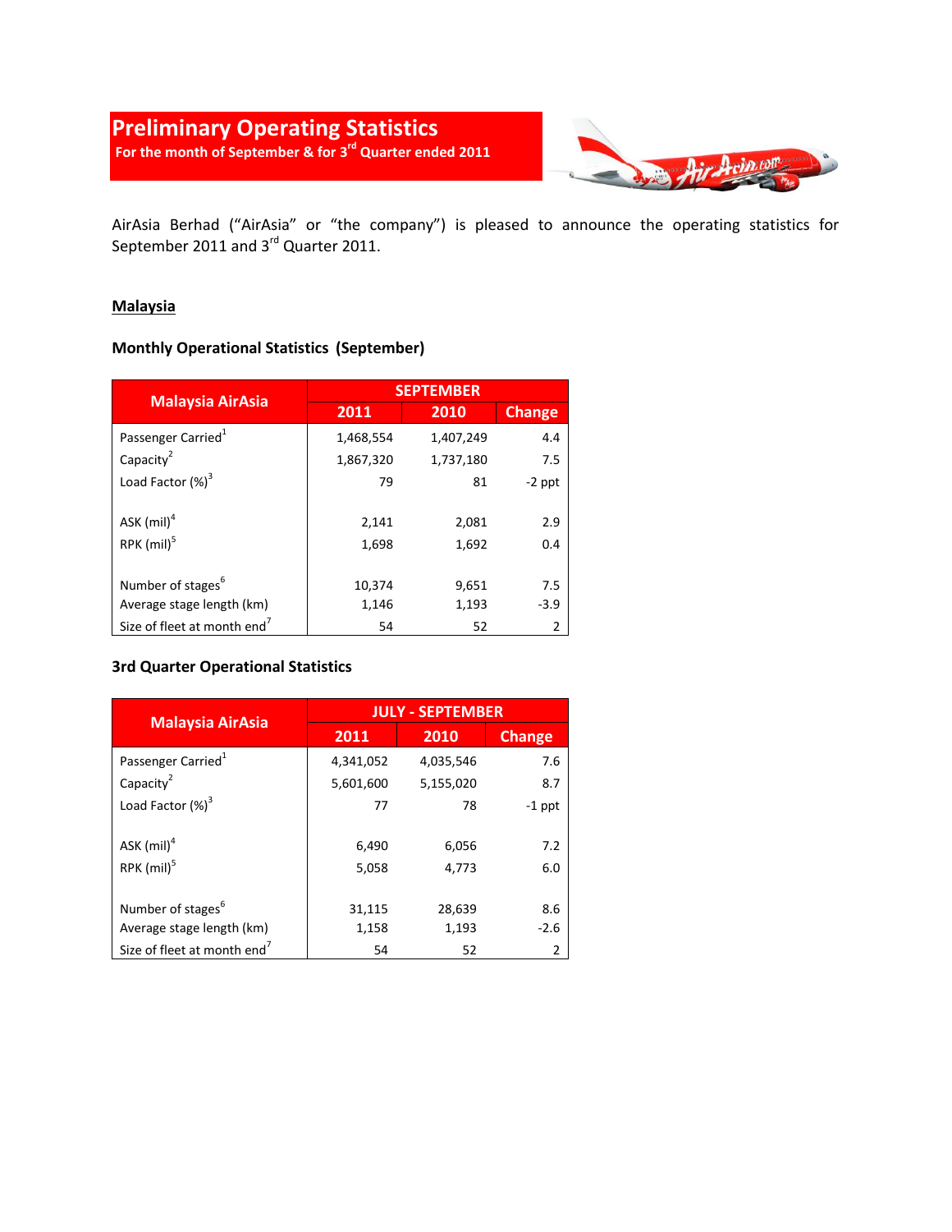# Preliminary Operating Statistics

**For the month of September & for 3rd Quarter ended 2011**

AirAsia Berhad ("AirAsia" or "the company") is pleased to announce the operating statistics for September 2011 and 3rd Quarter 2011.

## Malaysia

### Monthly Operational Statistics (September)

| Malaysia AirAsia | SEPTEMBER | | |
|---|---|---|---|
| | **2011** | **2010** | **Change** |
| Passenger Carried[1] | 1,468,554 | 1,407,249 | 4.4 |
| Capacity[2] | 1,867,320 | 1,737,180 | 7.5 |
| Load Factor (%)[3] | 79 | 81 | -2 ppt |
| ASK (mil)[4] | 2,141 | 2,081 | 2.9 |
| RPK (mil)[5] | 1,698 | 1,692 | 0.4 |
| Number of stages[6] | 10,374 | 9,651 | 7.5 |
| Average stage length (km) | 1,146 | 1,193 | -3.9 |
| Size of fleet at month end[7] | 54 | 52 | 2 |

### 3rd Quarter Operational Statistics

| Malaysia AirAsia | JULY - SEPTEMBER | | |
|---|---|---|---|
| | **2011** | **2010** | **Change** |
| Passenger Carried[1] | 4,341,052 | 4,035,546 | 7.6 |
| Capacity[2] | 5,601,600 | 5,155,020 | 8.7 |
| Load Factor (%)[3] | 77 | 78 | -1 ppt |
| ASK (mil)[4] | 6,490 | 6,056 | 7.2 |
| RPK (mil)[5] | 5,058 | 4,773 | 6.0 |
| Number of stages[6] | 31,115 | 28,639 | 8.6 |
| Average stage length (km) | 1,158 | 1,193 | -2.6 |
| Size of fleet at month end[7] | 54 | 52 | 2 |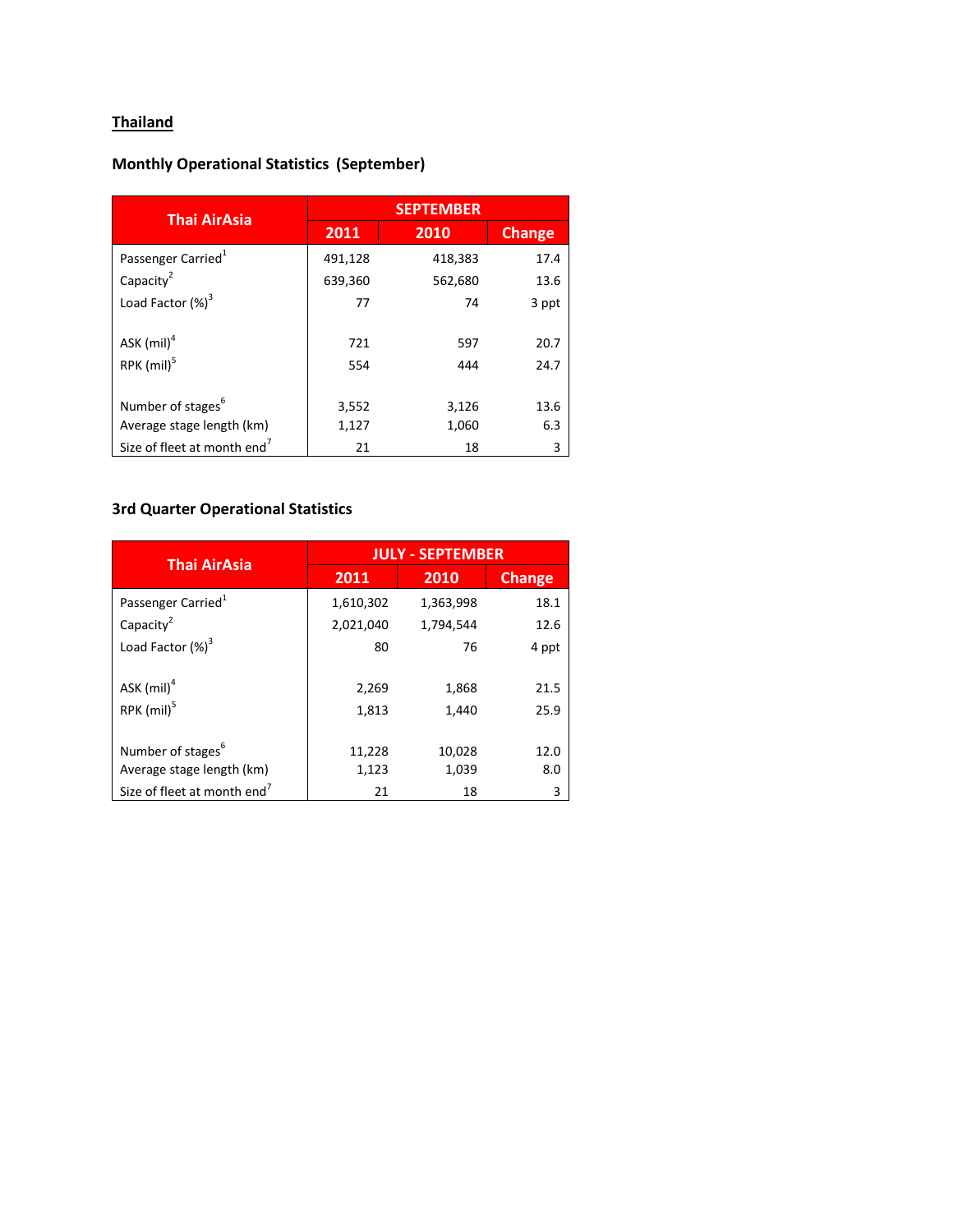## Thailand

### Monthly Operational Statistics (September)

| Thai AirAsia | SEPTEMBER | | |
|---|---|---|---|
| | 2011 | 2010 | Change |
| Passenger Carried[1] | 491,128 | 418,383 | 17.4 |
| Capacity[2] | 639,360 | 562,680 | 13.6 |
| Load Factor (%)[3] | 77 | 74 | 3 ppt |
| ASK (mil)[4] | 721 | 597 | 20.7 |
| RPK (mil)[5] | 554 | 444 | 24.7 |
| Number of stages[6] | 3,552 | 3,126 | 13.6 |
| Average stage length (km) | 1,127 | 1,060 | 6.3 |
| Size of fleet at month end[7] | 21 | 18 | 3 |

### 3rd Quarter Operational Statistics

| Thai AirAsia | JULY - SEPTEMBER | | |
|---|---|---|---|
| | 2011 | 2010 | Change |
| Passenger Carried[1] | 1,610,302 | 1,363,998 | 18.1 |
| Capacity[2] | 2,021,040 | 1,794,544 | 12.6 |
| Load Factor (%)[3] | 80 | 76 | 4 ppt |
| ASK (mil)[4] | 2,269 | 1,868 | 21.5 |
| RPK (mil)[5] | 1,813 | 1,440 | 25.9 |
| Number of stages[6] | 11,228 | 10,028 | 12.0 |
| Average stage length (km) | 1,123 | 1,039 | 8.0 |
| Size of fleet at month end[7] | 21 | 18 | 3 |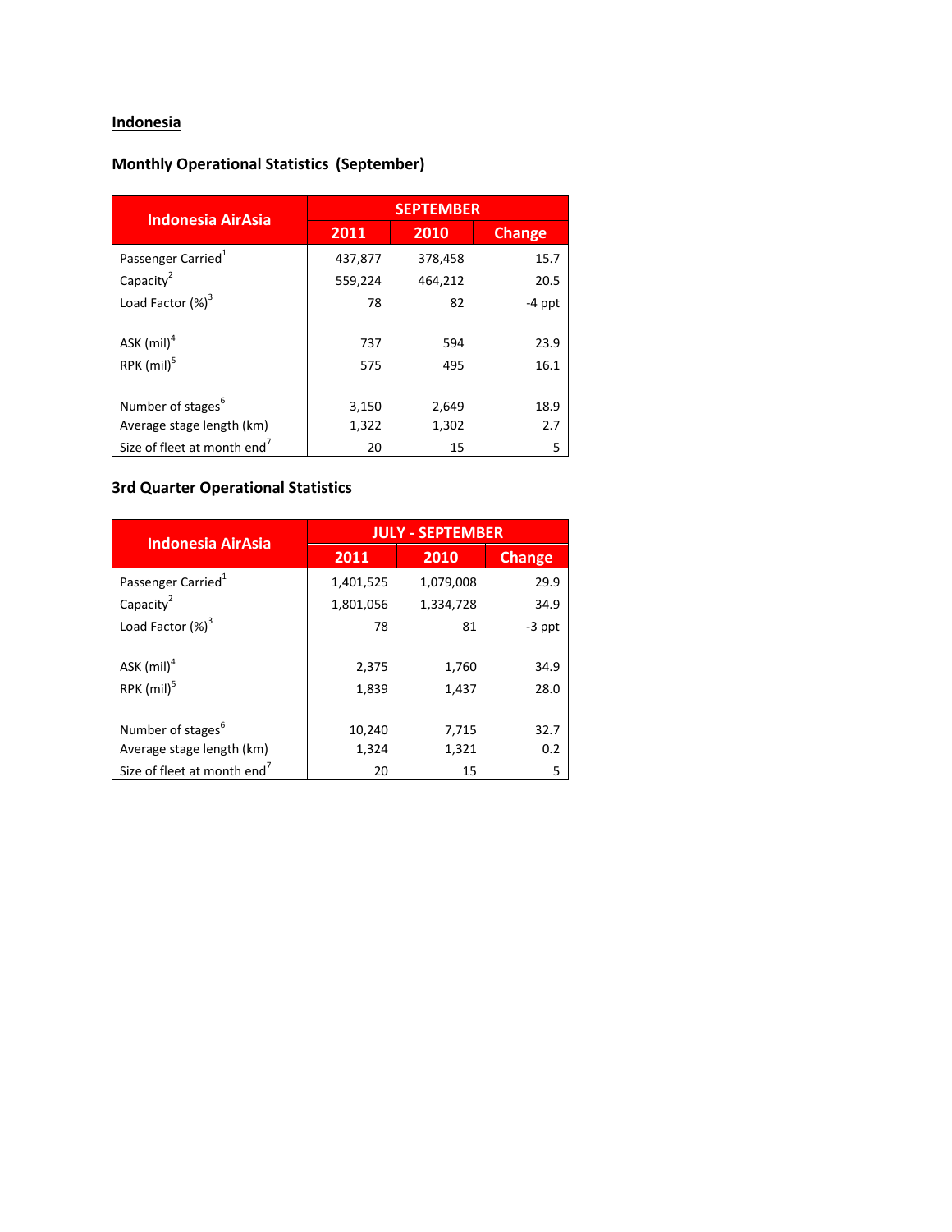## Indonesia

### Monthly Operational Statistics (September)

| Indonesia AirAsia | SEPTEMBER | | |
|---|---|---|---|
| | 2011 | 2010 | Change |
| Passenger Carried[1] | 437,877 | 378,458 | 15.7 |
| Capacity[2] | 559,224 | 464,212 | 20.5 |
| Load Factor (%)[3] | 78 | 82 | -4 ppt |
| ASK (mil)[4] | 737 | 594 | 23.9 |
| RPK (mil)[5] | 575 | 495 | 16.1 |
| Number of stages[6] | 3,150 | 2,649 | 18.9 |
| Average stage length (km) | 1,322 | 1,302 | 2.7 |
| Size of fleet at month end[7] | 20 | 15 | 5 |

### 3rd Quarter Operational Statistics

| Indonesia AirAsia | JULY - SEPTEMBER | | |
|---|---|---|---|
| | 2011 | 2010 | Change |
| Passenger Carried[1] | 1,401,525 | 1,079,008 | 29.9 |
| Capacity[2] | 1,801,056 | 1,334,728 | 34.9 |
| Load Factor (%)[3] | 78 | 81 | -3 ppt |
| ASK (mil)[4] | 2,375 | 1,760 | 34.9 |
| RPK (mil)[5] | 1,839 | 1,437 | 28.0 |
| Number of stages[6] | 10,240 | 7,715 | 32.7 |
| Average stage length (km) | 1,324 | 1,321 | 0.2 |
| Size of fleet at month end[7] | 20 | 15 | 5 |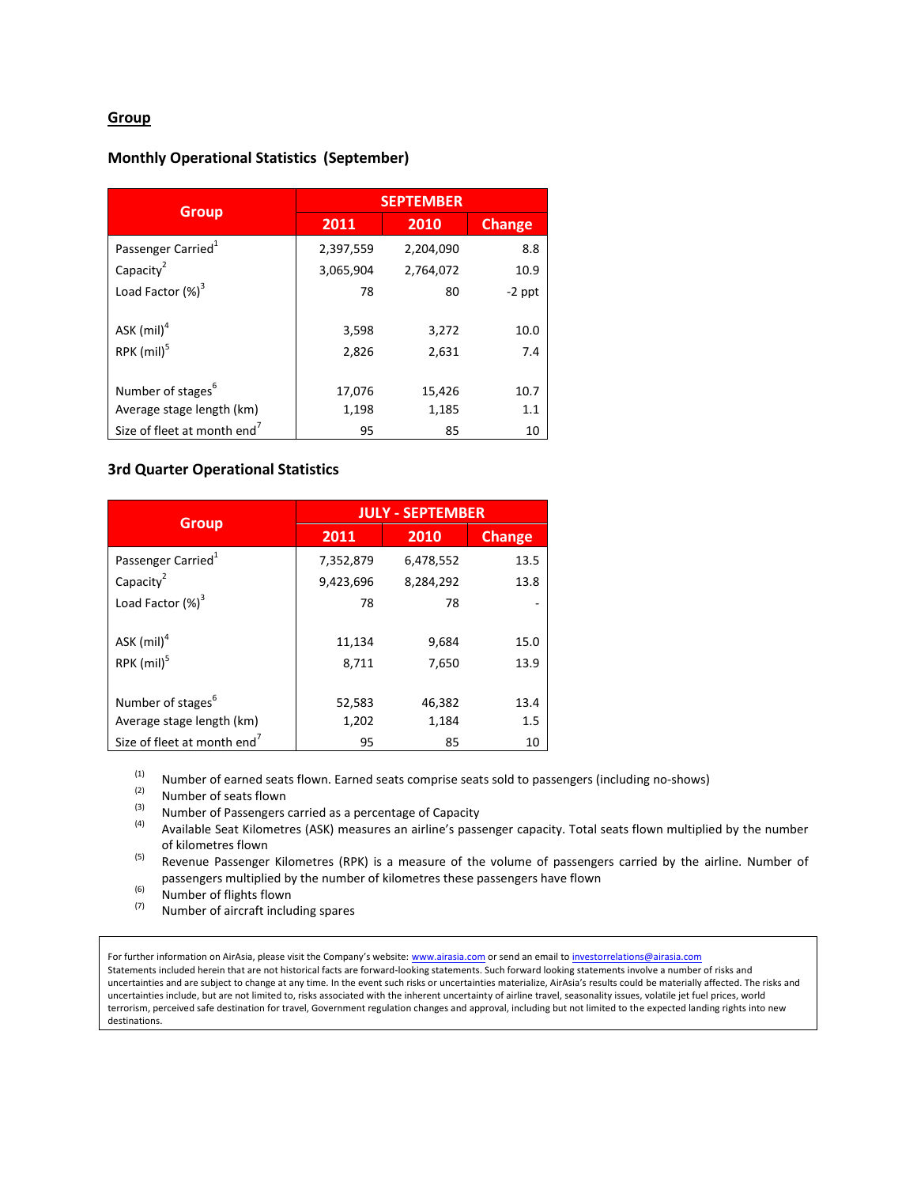## Group

### Monthly Operational Statistics (September)

| Group | SEPTEMBER | | |
|---|---|---|---|
| | 2011 | 2010 | Change |
| Passenger Carried[1] | 2,397,559 | 2,204,090 | 8.8 |
| Capacity[2] | 3,065,904 | 2,764,072 | 10.9 |
| Load Factor (%)[3] | 78 | 80 | -2 ppt |
| ASK (mil)[4] | 3,598 | 3,272 | 10.0 |
| RPK (mil)[5] | 2,826 | 2,631 | 7.4 |
| Number of stages[6] | 17,076 | 15,426 | 10.7 |
| Average stage length (km) | 1,198 | 1,185 | 1.1 |
| Size of fleet at month end[7] | 95 | 85 | 10 |

### 3rd Quarter Operational Statistics

| Group | JULY - SEPTEMBER | | |
|---|---|---|---|
| | 2011 | 2010 | Change |
| Passenger Carried[1] | 7,352,879 | 6,478,552 | 13.5 |
| Capacity[2] | 9,423,696 | 8,284,292 | 13.8 |
| Load Factor (%)[3] | 78 | 78 | - |
| ASK (mil)[4] | 11,134 | 9,684 | 15.0 |
| RPK (mil)[5] | 8,711 | 7,650 | 13.9 |
| Number of stages[6] | 52,583 | 46,382 | 13.4 |
| Average stage length (km) | 1,202 | 1,184 | 1.5 |
| Size of fleet at month end[7] | 95 | 85 | 10 |

(1) Number of earned seats flown. Earned seats comprise seats sold to passengers (including no-shows)
(2) Number of seats flown
(3) Number of Passengers carried as a percentage of Capacity
(4) Available Seat Kilometres (ASK) measures an airline's passenger capacity. Total seats flown multiplied by the number of kilometres flown
(5) Revenue Passenger Kilometres (RPK) is a measure of the volume of passengers carried by the airline. Number of passengers multiplied by the number of kilometres these passengers have flown
(6) Number of flights flown
(7) Number of aircraft including spares

For further information on AirAsia, please visit the Company's website: www.airasia.com or send an email to investorrelations@airasia.com
Statements included herein that are not historical facts are forward-looking statements. Such forward looking statements involve a number of risks and uncertainties and are subject to change at any time. In the event such risks or uncertainties materialize, AirAsia's results could be materially affected. The risks and uncertainties include, but are not limited to, risks associated with the inherent uncertainty of airline travel, seasonality issues, volatile jet fuel prices, world terrorism, perceived safe destination for travel, Government regulation changes and approval, including but not limited to the expected landing rights into new destinations.